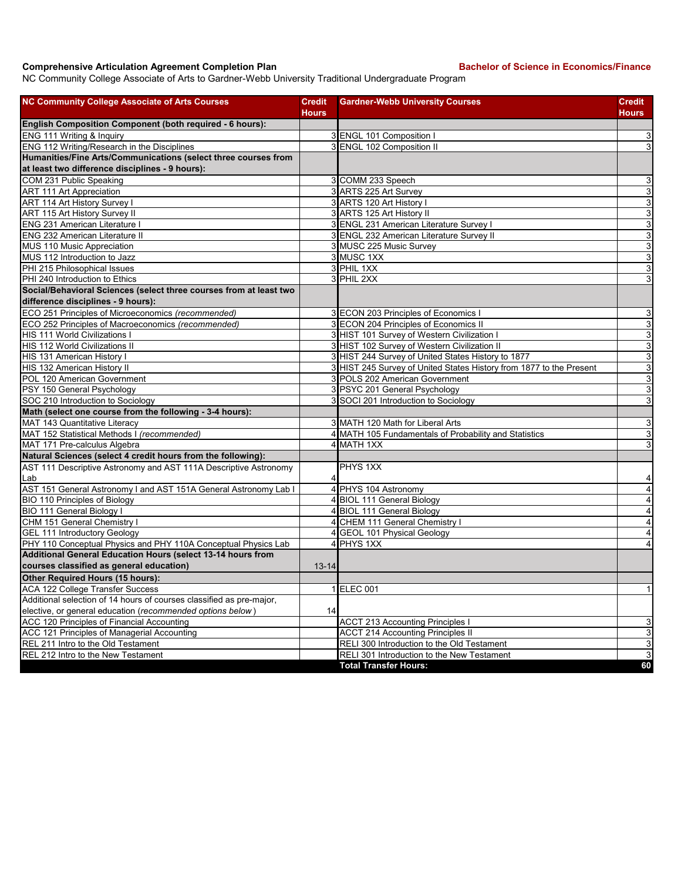**Comprehensive Articulation Agreement Completion Plan** **Bachelor of Science in Economics/Finance**

NC Community College Associate of Arts to Gardner-Webb University Traditional Undergraduate Program

| NC Community College Associate of Arts Courses | Credit Hours | Gardner-Webb University Courses | Credit Hours |
|---|---|---|---|
| **English Composition Component (both required - 6 hours):** | | | |
| ENG 111 Writing & Inquiry | 3 | ENGL 101 Composition I | 3 |
| ENG 112 Writing/Research in the Disciplines | 3 | ENGL 102 Composition II | 3 |
| **Humanities/Fine Arts/Communications (select three courses from at least two difference disciplines - 9 hours):** | | | |
| COM 231 Public Speaking | 3 | COMM 233 Speech | 3 |
| ART 111 Art Appreciation | 3 | ARTS 225 Art Survey | 3 |
| ART 114 Art History Survey I | 3 | ARTS 120 Art History I | 3 |
| ART 115 Art History Survey II | 3 | ARTS 125 Art History II | 3 |
| ENG 231 American Literature I | 3 | ENGL 231 American Literature Survey I | 3 |
| ENG 232 American Literature II | 3 | ENGL 232 American Literature Survey II | 3 |
| MUS 110 Music Appreciation | 3 | MUSC 225 Music Survey | 3 |
| MUS 112 Introduction to Jazz | 3 | MUSC 1XX | 3 |
| PHI 215 Philosophical Issues | 3 | PHIL 1XX | 3 |
| PHI 240 Introduction to Ethics | 3 | PHIL 2XX | 3 |
| **Social/Behavioral Sciences (select three courses from at least two difference disciplines - 9 hours):** | | | |
| ECO 251 Principles of Microeconomics *(recommended)* | 3 | ECON 203 Principles of Economics I | 3 |
| ECO 252 Principles of Macroeconomics *(recommended)* | 3 | ECON 204 Principles of Economics II | 3 |
| HIS 111 World Civilizations I | 3 | HIST 101 Survey of Western Civilization I | 3 |
| HIS 112 World Civilizations II | 3 | HIST 102 Survey of Western Civilization II | 3 |
| HIS 131 American History I | 3 | HIST 244 Survey of United States History to 1877 | 3 |
| HIS 132 American History II | 3 | HIST 245 Survey of United States History from 1877 to the Present | 3 |
| POL 120 American Government | 3 | POLS 202 American Government | 3 |
| PSY 150 General Psychology | 3 | PSYC 201 General Psychology | 3 |
| SOC 210 Introduction to Sociology | 3 | SOCI 201 Introduction to Sociology | 3 |
| **Math (select one course from the following - 3-4 hours):** | | | |
| MAT 143 Quantitative Literacy | 3 | MATH 120 Math for Liberal Arts | 3 |
| MAT 152 Statistical Methods I *(recommended)* | 4 | MATH 105 Fundamentals of Probability and Statistics | 3 |
| MAT 171 Pre-calculus Algebra | 4 | MATH 1XX | 3 |
| **Natural Sciences (select 4 credit hours from the following):** | | | |
| AST 111 Descriptive Astronomy and AST 111A Descriptive Astronomy Lab | 4 | PHYS 1XX | 4 |
| AST 151 General Astronomy I and AST 151A General Astronomy Lab I | 4 | PHYS 104 Astronomy | 4 |
| BIO 110 Principles of Biology | 4 | BIOL 111 General Biology | 4 |
| BIO 111 General Biology I | 4 | BIOL 111 General Biology | 4 |
| CHM 151 General Chemistry I | 4 | CHEM 111 General Chemistry I | 4 |
| GEL 111 Introductory Geology | 4 | GEOL 101 Physical Geology | 4 |
| PHY 110 Conceptual Physics and PHY 110A Conceptual Physics Lab | 4 | PHYS 1XX | 4 |
| **Additional General Education Hours (select 13-14 hours from courses classified as general education)** | 13-14 | | |
| **Other Required Hours (15 hours):** | | | |
| ACA 122 College Transfer Success | 1 | ELEC 001 | 1 |
| Additional selection of 14 hours of courses classified as pre-major, elective, or general education (*recommended options below*) | 14 | | |
| ACC 120 Principles of Financial Accounting | | ACCT 213 Accounting Principles I | 3 |
| ACC 121 Principles of Managerial Accounting | | ACCT 214 Accounting Principles II | 3 |
| REL 211 Intro to the Old Testament | | RELI 300 Introduction to the Old Testament | 3 |
| REL 212 Intro to the New Testament | | RELI 301 Introduction to the New Testament | 3 |
| | | **Total Transfer Hours:** | **60** |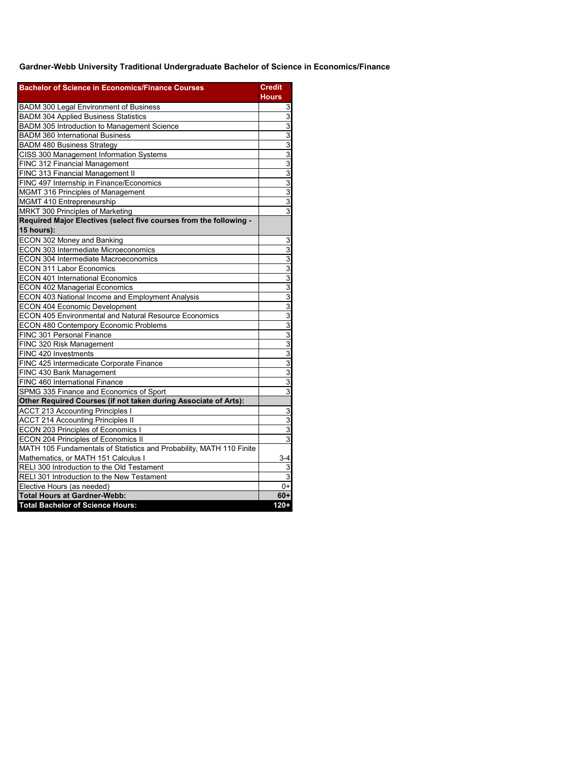**Gardner-Webb University Traditional Undergraduate Bachelor of Science in Economics/Finance**

| Bachelor of Science in Economics/Finance Courses | Credit Hours |
|---|---|
| BADM 300 Legal Environment of Business | 3 |
| BADM 304 Applied Business Statistics | 3 |
| BADM 305 Introduction to Management Science | 3 |
| BADM 360 International Business | 3 |
| BADM 480 Business Strategy | 3 |
| CISS 300 Management Information Systems | 3 |
| FINC 312 Financial Management | 3 |
| FINC 313 Financial Management II | 3 |
| FINC 497 Internship in Finance/Economics | 3 |
| MGMT 316 Principles of Management | 3 |
| MGMT 410 Entrepreneurship | 3 |
| MRKT 300 Principles of Marketing | 3 |
| **Required Major Electives (select five courses from the following - 15 hours):** | |
| ECON 302 Money and Banking | 3 |
| ECON 303 Intermediate Microeconomics | 3 |
| ECON 304 Intermediate Macroeconomics | 3 |
| ECON 311 Labor Economics | 3 |
| ECON 401 International Economics | 3 |
| ECON 402 Managerial Economics | 3 |
| ECON 403 National Income and Employment Analysis | 3 |
| ECON 404 Economic Development | 3 |
| ECON 405 Environmental and Natural Resource Economics | 3 |
| ECON 480 Contempory Economic Problems | 3 |
| FINC 301 Personal Finance | 3 |
| FINC 320 Risk Management | 3 |
| FINC 420 Investments | 3 |
| FINC 425 Intermedicate Corporate Finance | 3 |
| FINC 430 Bank Management | 3 |
| FINC 460 International Finance | 3 |
| SPMG 335 Finance and Economics of Sport | 3 |
| **Other Required Courses (if not taken during Associate of Arts):** | |
| ACCT 213 Accounting Principles I | 3 |
| ACCT 214 Accounting Principles II | 3 |
| ECON 203 Principles of Economics I | 3 |
| ECON 204 Principles of Economics II | 3 |
| MATH 105 Fundamentals of Statistics and Probability, MATH 110 Finite Mathematics, or MATH 151 Calculus I | 3-4 |
| RELI 300 Introduction to the Old Testament | 3 |
| RELI 301 Introduction to the New Testament | 3 |
| Elective Hours (as needed) | 0+ |
| **Total Hours at Gardner-Webb:** | **60+** |
| **Total Bachelor of Science Hours:** | **120+** |